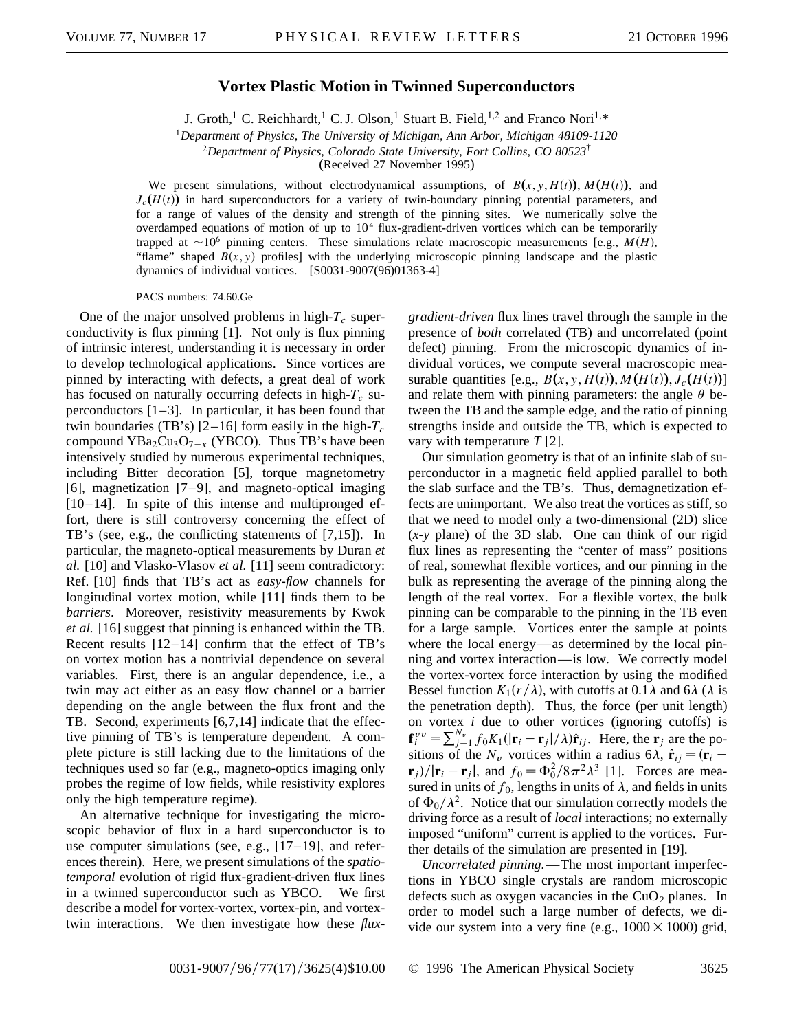# Vortex Plastic Motion in Twinned Superconductors

J. Groth,[1] C. Reichhardt,[1] C. J. Olson,[1] Stuart B. Field,[1,2] and Franco Nori[1,*]

[1]*Department of Physics, The University of Michigan, Ann Arbor, Michigan 48109-1120*

[2]*Department of Physics, Colorado State University, Fort Collins, CO 80523*[†]

(Received 27 November 1995)

We present simulations, without electrodynamical assumptions, of $B(x, y, H(t))$, $M(H(t))$, and $J_c(H(t))$ in hard superconductors for a variety of twin-boundary pinning potential parameters, and for a range of values of the density and strength of the pinning sites. We numerically solve the overdamped equations of motion of up to $10^4$ flux-gradient-driven vortices which can be temporarily trapped at $\sim 10^6$ pinning centers. These simulations relate macroscopic measurements [e.g., $M(H)$, "flame" shaped $B(x, y)$ profiles] with the underlying microscopic pinning landscape and the plastic dynamics of individual vortices. [S0031-9007(96)01363-4]

PACS numbers: 74.60.Ge

One of the major unsolved problems in high-$T_c$ superconductivity is flux pinning [1]. Not only is flux pinning of intrinsic interest, understanding it is necessary in order to develop technological applications. Since vortices are pinned by interacting with defects, a great deal of work has focused on naturally occurring defects in high-$T_c$ superconductors [1–3]. In particular, it has been found that twin boundaries (TB's) [2–16] form easily in the high-$T_c$ compound $YBa_2Cu_3O_{7-x}$ (YBCO). Thus TB's have been intensively studied by numerous experimental techniques, including Bitter decoration [5], torque magnetometry [6], magnetization [7–9], and magneto-optical imaging [10–14]. In spite of this intense and multipronged effort, there is still controversy concerning the effect of TB's (see, e.g., the conflicting statements of [7,15]). In particular, the magneto-optical measurements by Duran *et al.* [10] and Vlasko-Vlasov *et al.* [11] seem contradictory: Ref. [10] finds that TB's act as *easy-flow* channels for longitudinal vortex motion, while [11] finds them to be *barriers*. Moreover, resistivity measurements by Kwok *et al.* [16] suggest that pinning is enhanced within the TB. Recent results [12–14] confirm that the effect of TB's on vortex motion has a nontrivial dependence on several variables. First, there is an angular dependence, i.e., a twin may act either as an easy flow channel or a barrier depending on the angle between the flux front and the TB. Second, experiments [6,7,14] indicate that the effective pinning of TB's is temperature dependent. A complete picture is still lacking due to the limitations of the techniques used so far (e.g., magneto-optics imaging only probes the regime of low fields, while resistivity explores only the high temperature regime).

An alternative technique for investigating the microscopic behavior of flux in a hard superconductor is to use computer simulations (see, e.g., [17–19], and references therein). Here, we present simulations of the *spatio-temporal* evolution of rigid flux-gradient-driven flux lines in a twinned superconductor such as YBCO. We first describe a model for vortex-vortex, vortex-pin, and vortex-twin interactions. We then investigate how these *flux-gradient-driven* flux lines travel through the sample in the presence of *both* correlated (TB) and uncorrelated (point defect) pinning. From the microscopic dynamics of individual vortices, we compute several macroscopic measurable quantities [e.g., $B(x, y, H(t)), M(H(t)), J_c(H(t))$] and relate them with pinning parameters: the angle $\theta$ between the TB and the sample edge, and the ratio of pinning strengths inside and outside the TB, which is expected to vary with temperature $T$ [2].

Our simulation geometry is that of an infinite slab of superconductor in a magnetic field applied parallel to both the slab surface and the TB's. Thus, demagnetization effects are unimportant. We also treat the vortices as stiff, so that we need to model only a two-dimensional (2D) slice ($x$-$y$ plane) of the 3D slab. One can think of our rigid flux lines as representing the "center of mass" positions of real, somewhat flexible vortices, and our pinning in the bulk as representing the average of the pinning along the length of the real vortex. For a flexible vortex, the bulk pinning can be comparable to the pinning in the TB even for a large sample. Vortices enter the sample at points where the local energy—as determined by the local pinning and vortex interaction—is low. We correctly model the vortex-vortex force interaction by using the modified Bessel function $K_1(r/\lambda)$, with cutoffs at $0.1\lambda$ and $6\lambda$ ($\lambda$ is the penetration depth). Thus, the force (per unit length) on vortex $i$ due to other vortices (ignoring cutoffs) is $\mathbf{f}_i^{vv} = \sum_{j=1}^{N_v} f_0 K_1(|\mathbf{r}_i - \mathbf{r}_j|/\lambda)\hat{\mathbf{r}}_{ij}$. Here, the $\mathbf{r}_j$ are the positions of the $N_v$ vortices within a radius $6\lambda$, $\hat{\mathbf{r}}_{ij} = (\mathbf{r}_i - \mathbf{r}_j)/|\mathbf{r}_i - \mathbf{r}_j|$, and $f_0 = \Phi_0^2/8\pi^2\lambda^3$ [1]. Forces are measured in units of $f_0$, lengths in units of $\lambda$, and fields in units of $\Phi_0/\lambda^2$. Notice that our simulation correctly models the driving force as a result of *local* interactions; no externally imposed "uniform" current is applied to the vortices. Further details of the simulation are presented in [19].

*Uncorrelated pinning.*—The most important imperfections in YBCO single crystals are random microscopic defects such as oxygen vacancies in the $CuO_2$ planes. In order to model such a large number of defects, we divide our system into a very fine (e.g., $1000 \times 1000$) grid,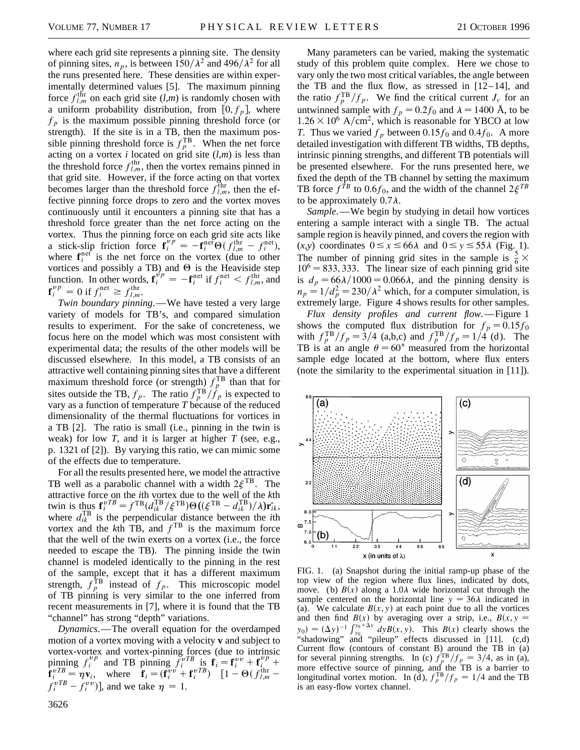where each grid site represents a pinning site. The density of pinning sites, $n_p$, is between $150/\lambda^2$ and $496/\lambda^2$ for all the runs presented here. These densities are within experimentally determined values [5]. The maximum pinning force $f_{l,m}^{\text{thr}}$ on each grid site $(l,m)$ is randomly chosen with a uniform probability distribution, from $[0, f_p]$, where $f_p$ is the maximum possible pinning threshold force (or strength). If the site is in a TB, then the maximum possible pinning threshold force is $f_p^{\text{TB}}$. When the net force acting on a vortex $i$ located on grid site $(l,m)$ is less than the threshold force $f_{l,m}^{\text{thr}}$, then the vortex remains pinned in that grid site. However, if the force acting on that vortex becomes larger than the threshold force $f_{l,m}^{\text{thr}}$, then the effective pinning force drops to zero and the vortex moves continuously until it encounters a pinning site that has a threshold force greater than the net force acting on the vortex. Thus the pinning force on each grid site acts like a stick-slip friction force $\mathbf{f}_i^{vp} = -\mathbf{f}_i^{\text{net}} \Theta(f_{l,m}^{\text{thr}} - f_i^{\text{net}})$, where $\mathbf{f}_i^{\text{net}}$ is the net force on the vortex (due to other vortices and possibly a TB) and $\Theta$ is the Heaviside step function. In other words, $\mathbf{f}_i^{vp} = -\mathbf{f}_i^{\text{net}}$ if $f_i^{\text{net}} < f_{l,m}^{\text{thr}}$, and $\mathbf{f}_i^{vp} = 0$ if $f_i^{\text{net}} \geq f_{l,m}^{\text{thr}}$.

*Twin boundary pinning*.—We have tested a very large variety of models for TB's, and compared simulation results to experiment. For the sake of concreteness, we focus here on the model which was most consistent with experimental data; the results of the other models will be discussed elsewhere. In this model, a TB consists of an attractive well containing pinning sites that have a different maximum threshold force (or strength) $f_p^{\text{TB}}$ than that for sites outside the TB, $f_p$. The ratio $f_p^{\text{TB}}/f_p$ is expected to vary as a function of temperature $T$ because of the reduced dimensionality of the thermal fluctuations for vortices in a TB [2]. The ratio is small (i.e., pinning in the twin is weak) for low $T$, and it is larger at higher $T$ (see, e.g., p. 1321 of [2]). By varying this ratio, we can mimic some of the effects due to temperature.

For all the results presented here, we model the attractive TB well as a parabolic channel with a width $2\xi^{\text{TB}}$. The attractive force on the $i$th vortex due to the well of the $k$th twin is thus $\mathbf{f}_i^{vTB} = f^{\text{TB}}(d_{ik}^{\text{TB}}/\xi^{\text{TB}})\Theta((\xi^{\text{TB}} - d_{ik}^{\text{TB}})/\lambda)\hat{\mathbf{r}}_{ik}$, where $d_{ik}^{\text{TB}}$ is the perpendicular distance between the $i$th vortex and the $k$th TB, and $f^{\text{TB}}$ is the maximum force that the well of the twin exerts on a vortex (i.e., the force needed to escape the TB). The pinning inside the twin channel is modeled identically to the pinning in the rest of the sample, except that it has a different maximum strength, $f_p^{\text{TB}}$ instead of $f_p$. This microscopic model of TB pinning is very similar to the one inferred from recent measurements in [7], where it is found that the TB "channel" has strong "depth" variations.

*Dynamics*.—The overall equation for the overdamped motion of a vortex moving with a velocity $\mathbf{v}$ and subject to vortex-vortex and vortex-pinning forces (due to intrinsic pinning $f_i^{vp}$ and TB pinning $f_i^{vTB}$ is $\mathbf{f}_i = \mathbf{f}_i^{vv} + \mathbf{f}_i^{vp} + \mathbf{f}_i^{vTB} = \eta \mathbf{v}_i$, where $\mathbf{f}_i = (\mathbf{f}_i^{vv} + \mathbf{f}_i^{vTB})\ [1 - \Theta(f_{l,m}^{\text{thr}} - f_i^{vTB} - f_i^{vv})]$, and we take $\eta = 1$.

Many parameters can be varied, making the systematic study of this problem quite complex. Here we chose to vary only the two most critical variables, the angle between the TB and the flux flow, as stressed in [12–14], and the ratio $f_p^{\text{TB}}/f_p$. We find the critical current $J_c$ for an untwinned sample with $f_p = 0.2 f_0$ and $\lambda = 1400$ Å, to be $1.26 \times 10^6$ A/cm$^2$, which is reasonable for YBCO at low $T$. Thus we varied $f_p$ between $0.15 f_0$ and $0.4 f_0$. A more detailed investigation with different TB widths, TB depths, intrinsic pinning strengths, and different TB potentials will be presented elsewhere. For the runs presented here, we fixed the depth of the TB channel by setting the maximum TB force $f^{TB}$ to $0.6 f_0$, and the width of the channel $2\xi^{TB}$ to be approximately $0.7\lambda$.

*Sample*.—We begin by studying in detail how vortices entering a sample interact with a single TB. The actual sample region is heavily pinned, and covers the region with $(x,y)$ coordinates $0 \leq x \leq 66\lambda$ and $0 \leq y \leq 55\lambda$ (Fig. 1). The number of pinning grid sites in the sample is $\frac{5}{6} \times 10^6 = 833,333$. The linear size of each pinning grid site is $d_p = 66\lambda/1000 = 0.066\lambda$, and the pinning density is $n_p = 1/d_p^2 = 230/\lambda^2$ which, for a computer simulation, is extremely large. Figure 4 shows results for other samples.

*Flux density profiles and current flow*.—Figure 1 shows the computed flux distribution for $f_p = 0.15 f_0$ with $f_p^{\text{TB}}/f_p = 3/4$ (a,b,c) and $f_p^{\text{TB}}/f_p = 1/4$ (d). The TB is at an angle $\theta = 60°$ measured from the horizontal sample edge located at the bottom, where flux enters (note the similarity to the experimental situation in [11]).

FIG. 1. (a) Snapshot during the initial ramp-up phase of the top view of the region where flux lines, indicated by dots, move. (b) $B(x)$ along a $1.0\lambda$ wide horizontal cut through the sample centered on the horizontal line $y = 36\lambda$ indicated in (a). We calculate $B(x,y)$ at each point due to all the vortices and then find $B(x)$ by averaging over a strip, i.e., $B(x, y = y_0) = (\Delta y)^{-1} \int_{y_0}^{y_0+\Delta y} dy B(x,y)$. This $B(x)$ clearly shows the "shadowing" and "pileup" effects discussed in [11]. (c,d) Current flow (contours of constant B) around the TB in (a) for several pinning strengths. In (c) $f_p^{\text{TB}}/f_p = 3/4$, as in (a), more effective source of pinning, and the TB is a barrier to longitudinal vortex motion. In (d), $f_p^{\text{TB}}/f_p = 1/4$ and the TB is an easy-flow vortex channel.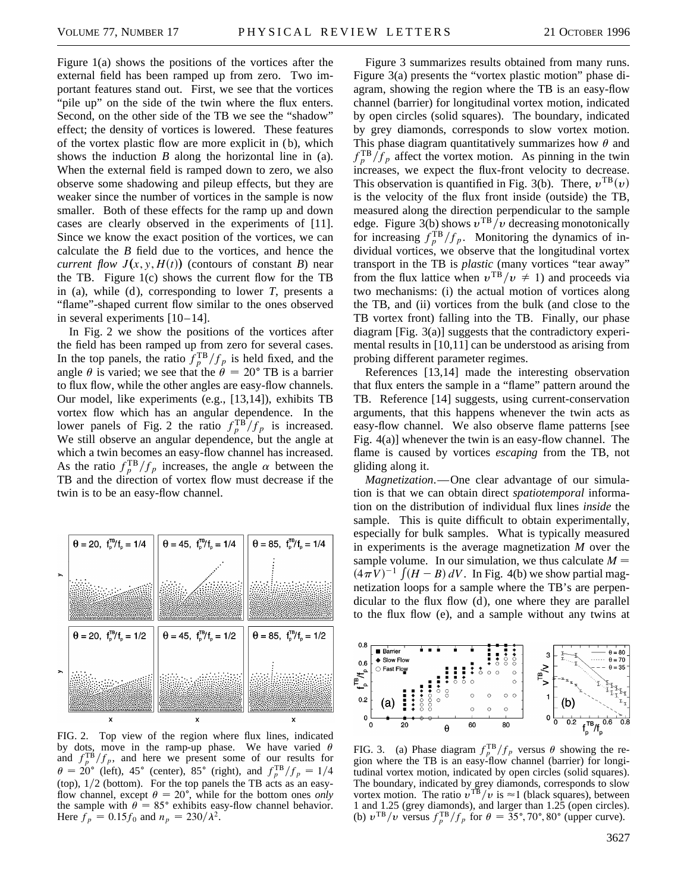Figure 1(a) shows the positions of the vortices after the external field has been ramped up from zero. Two important features stand out. First, we see that the vortices "pile up" on the side of the twin where the flux enters. Second, on the other side of the TB we see the "shadow" effect; the density of vortices is lowered. These features of the vortex plastic flow are more explicit in (b), which shows the induction $B$ along the horizontal line in (a). When the external field is ramped down to zero, we also observe some shadowing and pileup effects, but they are weaker since the number of vortices in the sample is now smaller. Both of these effects for the ramp up and down cases are clearly observed in the experiments of [11]. Since we know the exact position of the vortices, we can calculate the $B$ field due to the vortices, and hence the *current flow* $J(x, y, H(t))$ (contours of constant $B$) near the TB. Figure 1(c) shows the current flow for the TB in (a), while (d), corresponding to lower $T$, presents a "flame"-shaped current flow similar to the ones observed in several experiments [10–14].

In Fig. 2 we show the positions of the vortices after the field has been ramped up from zero for several cases. In the top panels, the ratio $f_p^{\mathrm{TB}}/f_p$ is held fixed, and the angle $\theta$ is varied; we see that the $\theta = 20°$ TB is a barrier to flux flow, while the other angles are easy-flow channels. Our model, like experiments (e.g., [13,14]), exhibits TB vortex flow which has an angular dependence. In the lower panels of Fig. 2 the ratio $f_p^{\mathrm{TB}}/f_p$ is increased. We still observe an angular dependence, but the angle at which a twin becomes an easy-flow channel has increased. As the ratio $f_p^{\mathrm{TB}}/f_p$ increases, the angle $\alpha$ between the TB and the direction of vortex flow must decrease if the twin is to be an easy-flow channel.

FIG. 2. Top view of the region where flux lines, indicated by dots, move in the ramp-up phase. We have varied $\theta$ and $f_p^{\mathrm{TB}}/f_p$, and here we present some of our results for $\theta = 20°$ (left), 45° (center), 85° (right), and $f_p^{\mathrm{TB}}/f_p = 1/4$ (top), 1/2 (bottom). For the top panels the TB acts as an easy-flow channel, except $\theta = 20°$, while for the bottom ones *only* the sample with $\theta = 85°$ exhibits easy-flow channel behavior. Here $f_p = 0.15 f_0$ and $n_p = 230/\lambda^2$.

Figure 3 summarizes results obtained from many runs. Figure 3(a) presents the "vortex plastic motion" phase diagram, showing the region where the TB is an easy-flow channel (barrier) for longitudinal vortex motion, indicated by open circles (solid squares). The boundary, indicated by grey diamonds, corresponds to slow vortex motion. This phase diagram quantitatively summarizes how $\theta$ and $f_p^{\mathrm{TB}}/f_p$ affect the vortex motion. As pinning in the twin increases, we expect the flux-front velocity to decrease. This observation is quantified in Fig. 3(b). There, $v^{\mathrm{TB}}(v)$ is the velocity of the flux front inside (outside) the TB, measured along the direction perpendicular to the sample edge. Figure 3(b) shows $v^{\mathrm{TB}}/v$ decreasing monotonically for increasing $f_p^{\mathrm{TB}}/f_p$. Monitoring the dynamics of individual vortices, we observe that the longitudinal vortex transport in the TB is *plastic* (many vortices "tear away" from the flux lattice when $v^{\mathrm{TB}}/v \neq 1$) and proceeds via two mechanisms: (i) the actual motion of vortices along the TB, and (ii) vortices from the bulk (and close to the TB vortex front) falling into the TB. Finally, our phase diagram [Fig. 3(a)] suggests that the contradictory experimental results in [10,11] can be understood as arising from probing different parameter regimes.

References [13,14] made the interesting observation that flux enters the sample in a "flame" pattern around the TB. Reference [14] suggests, using current-conservation arguments, that this happens whenever the twin acts as easy-flow channel. We also observe flame patterns [see Fig. 4(a)] whenever the twin is an easy-flow channel. The flame is caused by vortices *escaping* from the TB, not gliding along it.

*Magnetization.*—One clear advantage of our simulation is that we can obtain direct *spatiotemporal* information on the distribution of individual flux lines *inside* the sample. This is quite difficult to obtain experimentally, especially for bulk samples. What is typically measured in experiments is the average magnetization $M$ over the sample volume. In our simulation, we thus calculate $M = (4\pi V)^{-1} \int (H - B)\, dV$. In Fig. 4(b) we show partial magnetization loops for a sample where the TB's are perpendicular to the flux flow (d), one where they are parallel to the flux flow (e), and a sample without any twins at

FIG. 3. (a) Phase diagram $f_p^{\mathrm{TB}}/f_p$ versus $\theta$ showing the region where the TB is an easy-flow channel (barrier) for longitudinal vortex motion, indicated by open circles (solid squares). The boundary, indicated by grey diamonds, corresponds to slow vortex motion. The ratio $v^{\mathrm{TB}}/v$ is $\approx 1$ (black squares), between 1 and 1.25 (grey diamonds), and larger than 1.25 (open circles). (b) $v^{\mathrm{TB}}/v$ versus $f_p^{\mathrm{TB}}/f_p$ for $\theta = 35°, 70°, 80°$ (upper curve).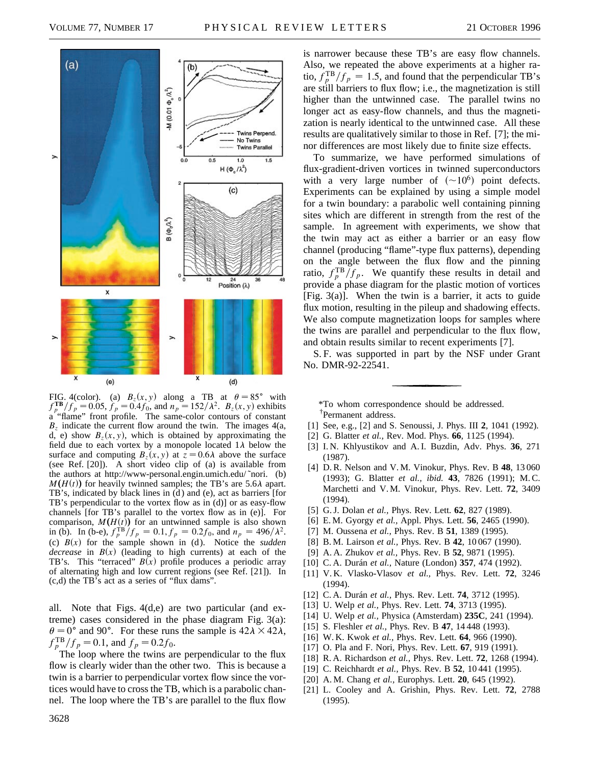(a)

y

x

(b)

$-M$ (0.01 $\Phi_o/\lambda^2$)

4

0

-5

0.0 0.5 1.0 1.5

H ($\Phi_o/\lambda^2$)

Twins Perpend.

No Twins

Twins Parallel

(c)

B ($\Phi_o/\lambda^2$)

2

1

0

0 12 24 36 48

Position ($\lambda$)

y

x

(e)

y

x

(d)

FIG. 4(color). (a) $B_z(x, y)$ along a TB at $\theta = 85°$ with $f_p^{\mathbf{TB}}/f_p = 0.05$, $f_p = 0.4 f_0$, and $n_p = 152/\lambda^2$. $B_z(x, y)$ exhibits a "flame" front profile. The same-color contours of constant $B_z$ indicate the current flow around the twin. The images 4(a, d, e) show $B_z(x, y)$, which is obtained by approximating the field due to each vortex by a monopole located $1\lambda$ below the surface and computing $B_z(x, y)$ at $z = 0.6\lambda$ above the surface (see Ref. [20]). A short video clip of (a) is available from the authors at http://www-personal.engin.umich.edu/~nori. (b) $\mathbf{M(}H(t)\mathbf{)}$ for heavily twinned samples; the TB's are $5.6\lambda$ apart. TB's, indicated by black lines in (d) and (e), act as barriers [for TB's perpendicular to the vortex flow as in (d)] or as easy-flow channels [for TB's parallel to the vortex flow as in (e)]. For comparison, $\mathbf{M(}H(t)\mathbf{)}$ for an untwinned sample is also shown in (b). In (b-e), $f_p^{\mathrm{TB}}/f_p = 0.1$, $f_p = 0.2 f_0$, and $n_p = 496/\lambda^2$. (c) $B(x)$ for the sample shown in (d). Notice the *sudden decrease* in $B(x)$ (leading to high currents) at each of the TB's. This "terraced" $B(x)$ profile produces a periodic array of alternating high and low current regions (see Ref. [21]). In (c,d) the TB's act as a series of "flux dams".

all. Note that Figs. 4(d,e) are two particular (and extreme) cases considered in the phase diagram Fig. 3(a): $\theta = 0°$ and $90°$. For these runs the sample is $42\lambda \times 42\lambda$, $f_p^{\mathrm{TB}}/f_p = 0.1$, and $f_p = 0.2 f_0$.

The loop where the twins are perpendicular to the flux flow is clearly wider than the other two. This is because a twin is a barrier to perpendicular vortex flow since the vortices would have to cross the TB, which is a parabolic channel. The loop where the TB's are parallel to the flux flow is narrower because these TB's are easy flow channels. Also, we repeated the above experiments at a higher ratio, $f_p^{\mathrm{TB}}/f_p = 1.5$, and found that the perpendicular TB's are still barriers to flux flow; i.e., the magnetization is still higher than the untwinned case. The parallel twins no longer act as easy-flow channels, and thus the magnetization is nearly identical to the untwinned case. All these results are qualitatively similar to those in Ref. [7]; the minor differences are most likely due to finite size effects.

To summarize, we have performed simulations of flux-gradient-driven vortices in twinned superconductors with a very large number of ($\sim 10^6$) point defects. Experiments can be explained by using a simple model for a twin boundary: a parabolic well containing pinning sites which are different in strength from the rest of the sample. In agreement with experiments, we show that the twin may act as either a barrier or an easy flow channel (producing "flame"-type flux patterns), depending on the angle between the flux flow and the pinning ratio, $f_p^{\mathrm{TB}}/f_p$. We quantify these results in detail and provide a phase diagram for the plastic motion of vortices [Fig. 3(a)]. When the twin is a barrier, it acts to guide flux motion, resulting in the pileup and shadowing effects. We also compute magnetization loops for samples where the twins are parallel and perpendicular to the flux flow, and obtain results similar to recent experiments [7].

S. F. was supported in part by the NSF under Grant No. DMR-92-22541.

---

*To whom correspondence should be addressed.

†Permanent address.

[1] See, e.g., [2] and S. Senoussi, J. Phys. III **2**, 1041 (1992).
[2] G. Blatter *et al.,* Rev. Mod. Phys. **66**, 1125 (1994).
[3] I. N. Khlyustikov and A. I. Buzdin, Adv. Phys. **36**, 271 (1987).
[4] D. R. Nelson and V. M. Vinokur, Phys. Rev. B **48**, 13 060 (1993); G. Blatter *et al., ibid.* **43**, 7826 (1991); M. C. Marchetti and V. M. Vinokur, Phys. Rev. Lett. **72**, 3409 (1994).
[5] G. J. Dolan *et al.,* Phys. Rev. Lett. **62**, 827 (1989).
[6] E. M. Gyorgy *et al.,* Appl. Phys. Lett. **56**, 2465 (1990).
[7] M. Oussena *et al.,* Phys. Rev. B **51**, 1389 (1995).
[8] B. M. Lairson *et al.,* Phys. Rev. B **42**, 10 067 (1990).
[9] A. A. Zhukov *et al.,* Phys. Rev. B **52**, 9871 (1995).
[10] C. A. Durán *et al.,* Nature (London) **357**, 474 (1992).
[11] V. K. Vlasko-Vlasov *et al.,* Phys. Rev. Lett. **72**, 3246 (1994).
[12] C. A. Durán *et al.,* Phys. Rev. Lett. **74**, 3712 (1995).
[13] U. Welp *et al.,* Phys. Rev. Lett. **74**, 3713 (1995).
[14] U. Welp *et al.,* Physica (Amsterdam) **235C**, 241 (1994).
[15] S. Fleshler *et al.,* Phys. Rev. B **47**, 14 448 (1993).
[16] W. K. Kwok *et al.,* Phys. Rev. Lett. **64**, 966 (1990).
[17] O. Pla and F. Nori, Phys. Rev. Lett. **67**, 919 (1991).
[18] R. A. Richardson *et al.,* Phys. Rev. Lett. **72**, 1268 (1994).
[19] C. Reichhardt *et al.,* Phys. Rev. B **52**, 10 441 (1995).
[20] A. M. Chang *et al.,* Europhys. Lett. **20**, 645 (1992).
[21] L. Cooley and A. Grishin, Phys. Rev. Lett. **72**, 2788 (1995).